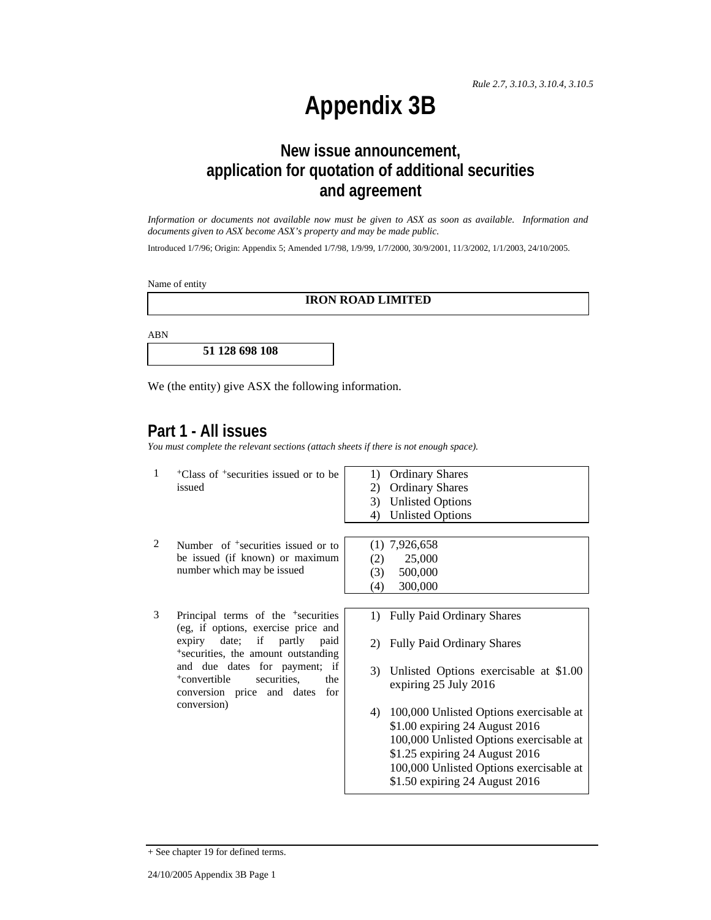*Rule 2.7, 3.10.3, 3.10.4, 3.10.5*

# Appendix 3B

## New issue announcement, application for quotation of additional securities and agreement

*Information or documents not available now must be given to ASX as soon as available. Information and documents given to ASX become ASX's property and may be made public.*

Introduced 1/7/96; Origin: Appendix 5; Amended 1/7/98, 1/9/99, 1/7/2000, 30/9/2001, 11/3/2002, 1/1/2003, 24/10/2005.

Name of entity

| **IRON ROAD LIMITED** |
|---|

ABN

| **51 128 698 108** |
|---|

We (the entity) give ASX the following information.

## Part 1 - All issues

*You must complete the relevant sections (attach sheets if there is not enough space).*

| | | |
|---|---|---|
| 1 | +Class of +securities issued or to be issued | 1) Ordinary Shares<br>2) Ordinary Shares<br>3) Unlisted Options<br>4) Unlisted Options |
| 2 | Number of +securities issued or to be issued (if known) or maximum number which may be issued | (1) 7,926,658<br>(2) 25,000<br>(3) 500,000<br>(4) 300,000 |
| 3 | Principal terms of the +securities (eg, if options, exercise price and expiry date; if partly paid +securities, the amount outstanding and due dates for payment; if +convertible securities, the conversion price and dates for conversion) | 1) Fully Paid Ordinary Shares<br>2) Fully Paid Ordinary Shares<br>3) Unlisted Options exercisable at $1.00 expiring 25 July 2016<br>4) 100,000 Unlisted Options exercisable at $1.00 expiring 24 August 2016<br>100,000 Unlisted Options exercisable at $1.25 expiring 24 August 2016<br>100,000 Unlisted Options exercisable at $1.50 expiring 24 August 2016 |

+ See chapter 19 for defined terms.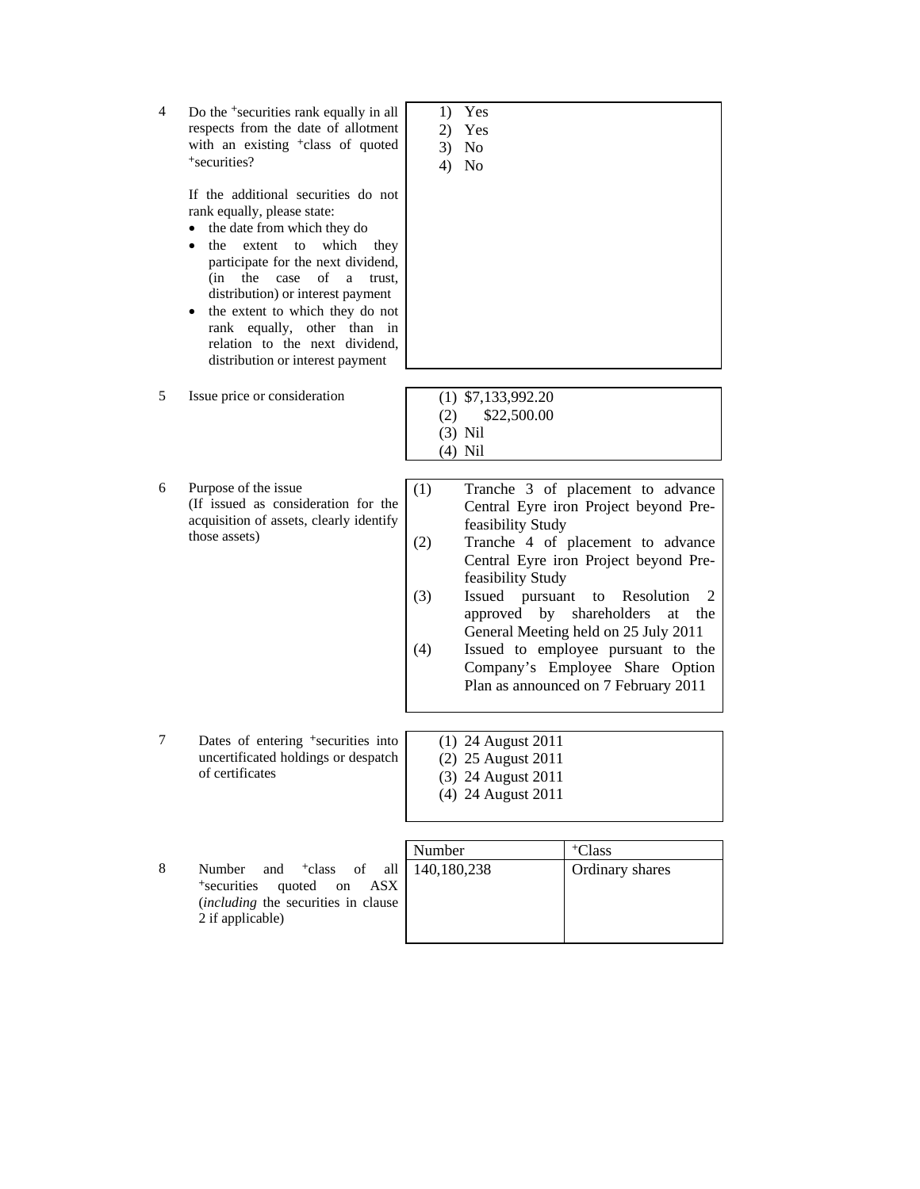| | | |
|---|---|---|
| 4 | Do the +securities rank equally in all respects from the date of allotment with an existing +class of quoted +securities?<br><br>If the additional securities do not rank equally, please state:<br>• the date from which they do<br>• the extent to which they participate for the next dividend, (in the case of a trust, distribution) or interest payment<br>• the extent to which they do not rank equally, other than in relation to the next dividend, distribution or interest payment | 1) Yes<br>2) Yes<br>3) No<br>4) No |
| 5 | Issue price or consideration | (1) $7,133,992.20<br>(2) $22,500.00<br>(3) Nil<br>(4) Nil |
| 6 | Purpose of the issue<br>(If issued as consideration for the acquisition of assets, clearly identify those assets) | (1) Tranche 3 of placement to advance Central Eyre iron Project beyond Pre-feasibility Study<br>(2) Tranche 4 of placement to advance Central Eyre iron Project beyond Pre-feasibility Study<br>(3) Issued pursuant to Resolution 2 approved by shareholders at the General Meeting held on 25 July 2011<br>(4) Issued to employee pursuant to the Company's Employee Share Option Plan as announced on 7 February 2011 |
| 7 | Dates of entering +securities into uncertificated holdings or despatch of certificates | (1) 24 August 2011<br>(2) 25 August 2011<br>(3) 24 August 2011<br>(4) 24 August 2011 |

| | | Number | +Class |
|---|---|---|---|
| 8 | Number and +class of all +securities quoted on ASX (*including* the securities in clause 2 if applicable) | 140,180,238 | Ordinary shares |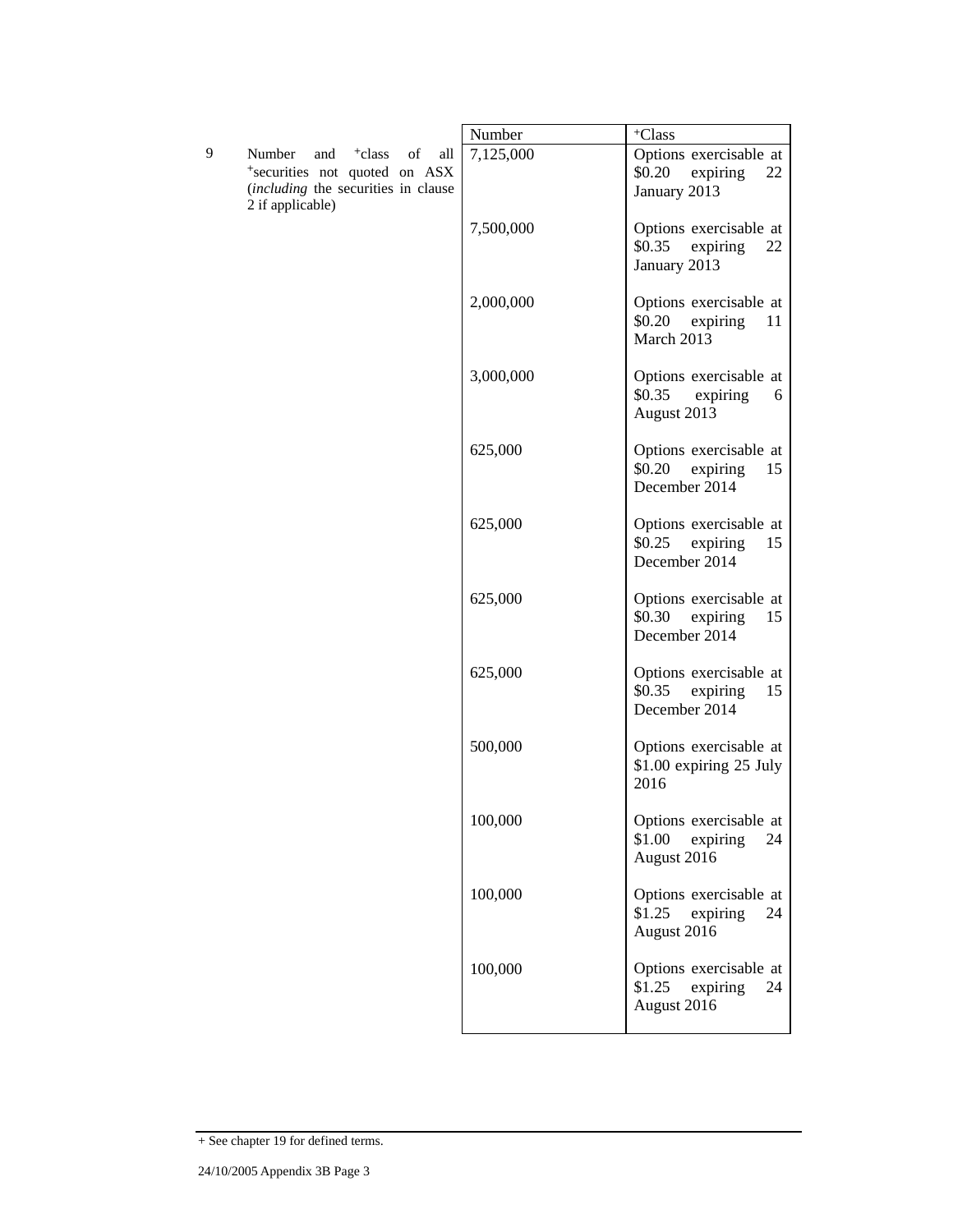| | | Number | +Class |
|---|---|---|---|
| 9 | Number and +class of all +securities not quoted on ASX (*including* the securities in clause 2 if applicable) | 7,125,000 | Options exercisable at $0.20 expiring 22 January 2013 |
| | | 7,500,000 | Options exercisable at $0.35 expiring 22 January 2013 |
| | | 2,000,000 | Options exercisable at $0.20 expiring 11 March 2013 |
| | | 3,000,000 | Options exercisable at $0.35 expiring 6 August 2013 |
| | | 625,000 | Options exercisable at $0.20 expiring 15 December 2014 |
| | | 625,000 | Options exercisable at $0.25 expiring 15 December 2014 |
| | | 625,000 | Options exercisable at $0.30 expiring 15 December 2014 |
| | | 625,000 | Options exercisable at $0.35 expiring 15 December 2014 |
| | | 500,000 | Options exercisable at $1.00 expiring 25 July 2016 |
| | | 100,000 | Options exercisable at $1.00 expiring 24 August 2016 |
| | | 100,000 | Options exercisable at $1.25 expiring 24 August 2016 |
| | | 100,000 | Options exercisable at $1.25 expiring 24 August 2016 |

+ See chapter 19 for defined terms.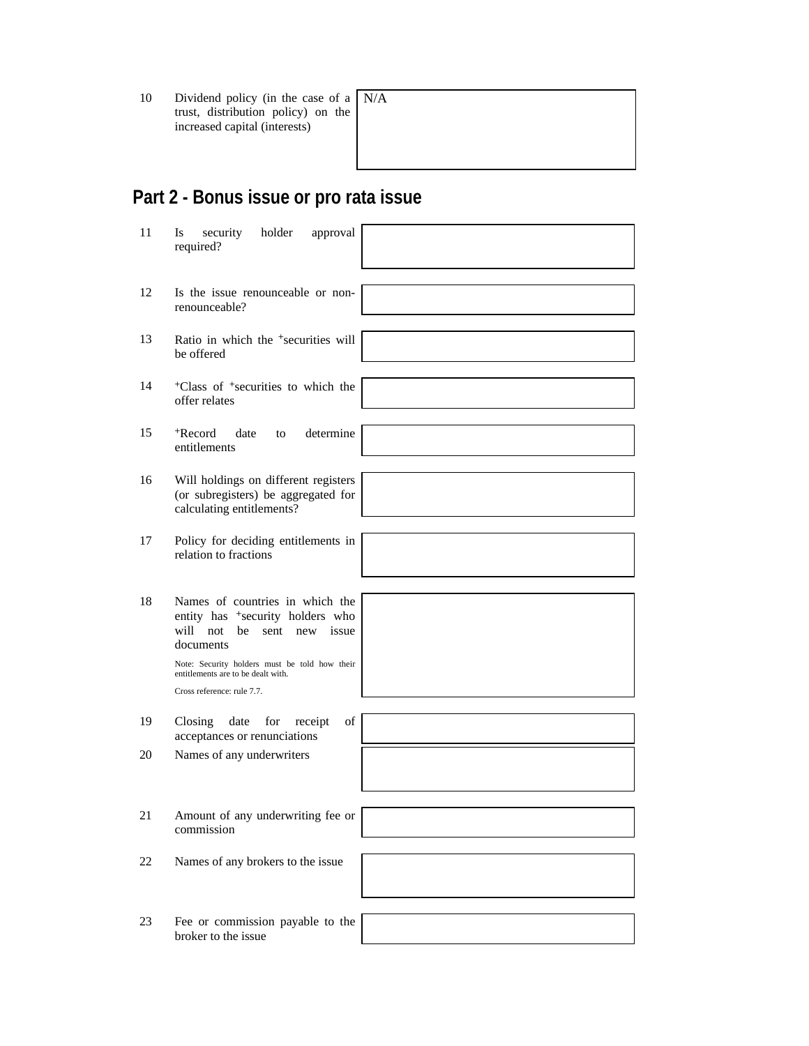| | | |
|---|---|---|
| 10 | Dividend policy (in the case of a trust, distribution policy) on the increased capital (interests) | N/A |

## Part 2 - Bonus issue or pro rata issue

| | | |
|---|---|---|
| 11 | Is security holder approval required? | |
| 12 | Is the issue renounceable or non-renounceable? | |
| 13 | Ratio in which the +securities will be offered | |
| 14 | +Class of +securities to which the offer relates | |
| 15 | +Record date to determine entitlements | |
| 16 | Will holdings on different registers (or subregisters) be aggregated for calculating entitlements? | |
| 17 | Policy for deciding entitlements in relation to fractions | |
| 18 | Names of countries in which the entity has +security holders who will not be sent new issue documents<br><br>Note: Security holders must be told how their entitlements are to be dealt with.<br><br>Cross reference: rule 7.7. | |
| 19 | Closing date for receipt of acceptances or renunciations | |
| 20 | Names of any underwriters | |
| 21 | Amount of any underwriting fee or commission | |
| 22 | Names of any brokers to the issue | |
| 23 | Fee or commission payable to the broker to the issue | |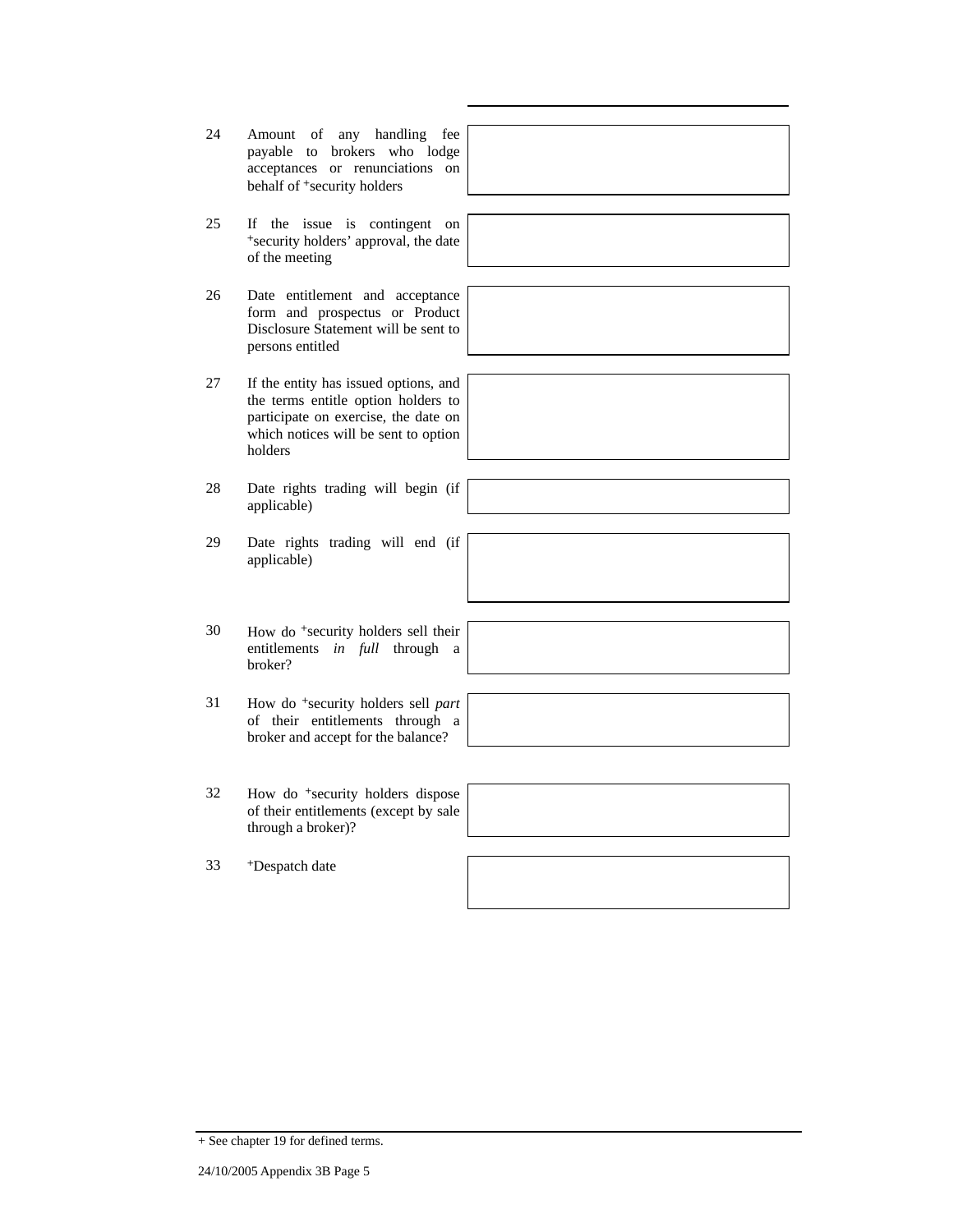| | | |
|---|---|---|
| 24 | Amount of any handling fee payable to brokers who lodge acceptances or renunciations on behalf of +security holders | |
| 25 | If the issue is contingent on +security holders' approval, the date of the meeting | |
| 26 | Date entitlement and acceptance form and prospectus or Product Disclosure Statement will be sent to persons entitled | |
| 27 | If the entity has issued options, and the terms entitle option holders to participate on exercise, the date on which notices will be sent to option holders | |
| 28 | Date rights trading will begin (if applicable) | |
| 29 | Date rights trading will end (if applicable) | |
| 30 | How do +security holders sell their entitlements *in full* through a broker? | |
| 31 | How do +security holders sell *part* of their entitlements through a broker and accept for the balance? | |
| 32 | How do +security holders dispose of their entitlements (except by sale through a broker)? | |
| 33 | +Despatch date | |

+ See chapter 19 for defined terms.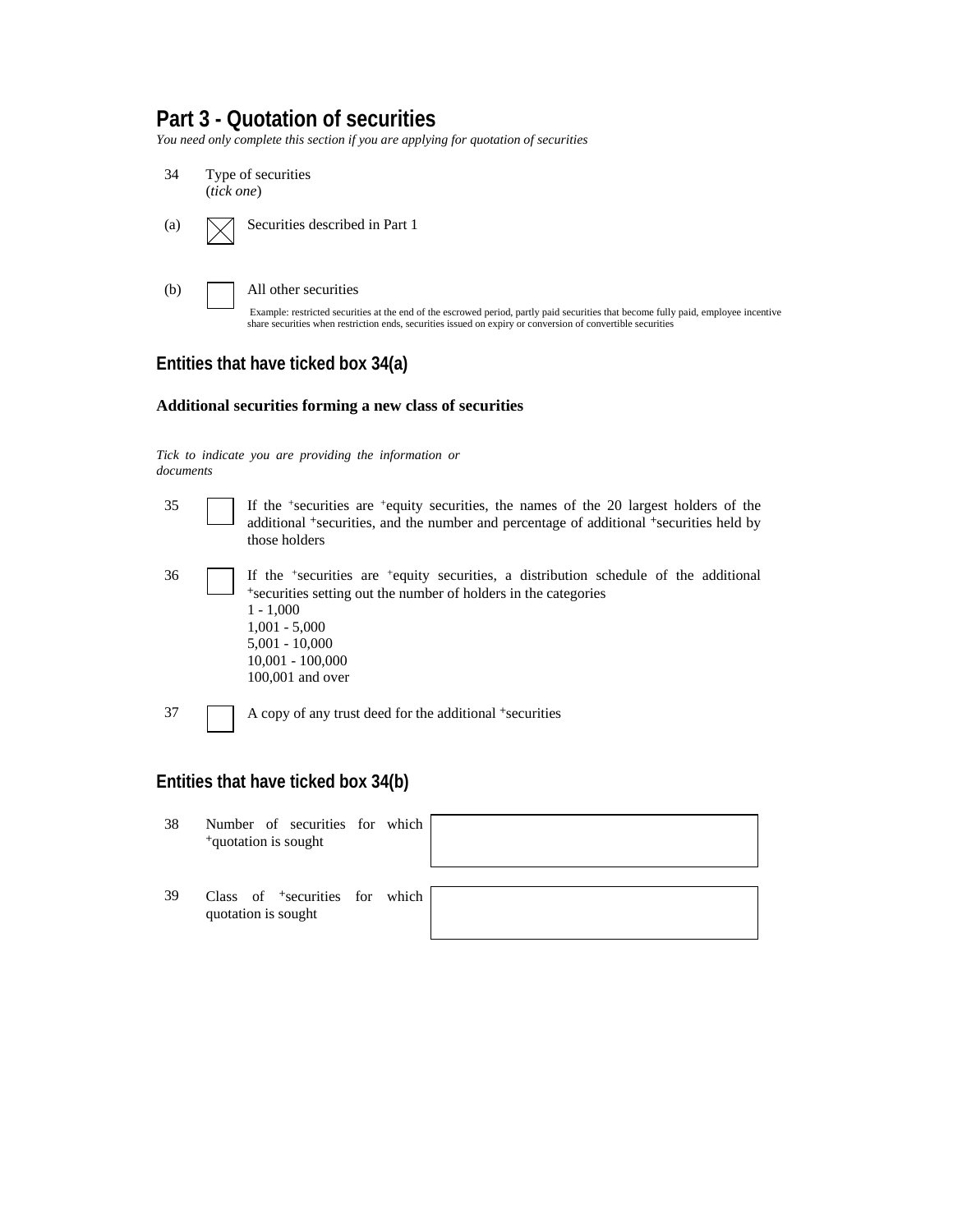## Part 3 - Quotation of securities

*You need only complete this section if you are applying for quotation of securities*

34 Type of securities
(*tick one*)

(a) ☒ Securities described in Part 1

(b) ☐ All other securities

Example: restricted securities at the end of the escrowed period, partly paid securities that become fully paid, employee incentive share securities when restriction ends, securities issued on expiry or conversion of convertible securities

## Entities that have ticked box 34(a)

**Additional securities forming a new class of securities**

*Tick to indicate you are providing the information or documents*

35 ☐ If the +securities are +equity securities, the names of the 20 largest holders of the additional +securities, and the number and percentage of additional +securities held by those holders

36 ☐ If the +securities are +equity securities, a distribution schedule of the additional +securities setting out the number of holders in the categories
1 - 1,000
1,001 - 5,000
5,001 - 10,000
10,001 - 100,000
100,001 and over

37 ☐ A copy of any trust deed for the additional +securities

## Entities that have ticked box 34(b)

| | | |
|---|---|---|
| 38 | Number of securities for which +quotation is sought | |
| 39 | Class of +securities for which quotation is sought | |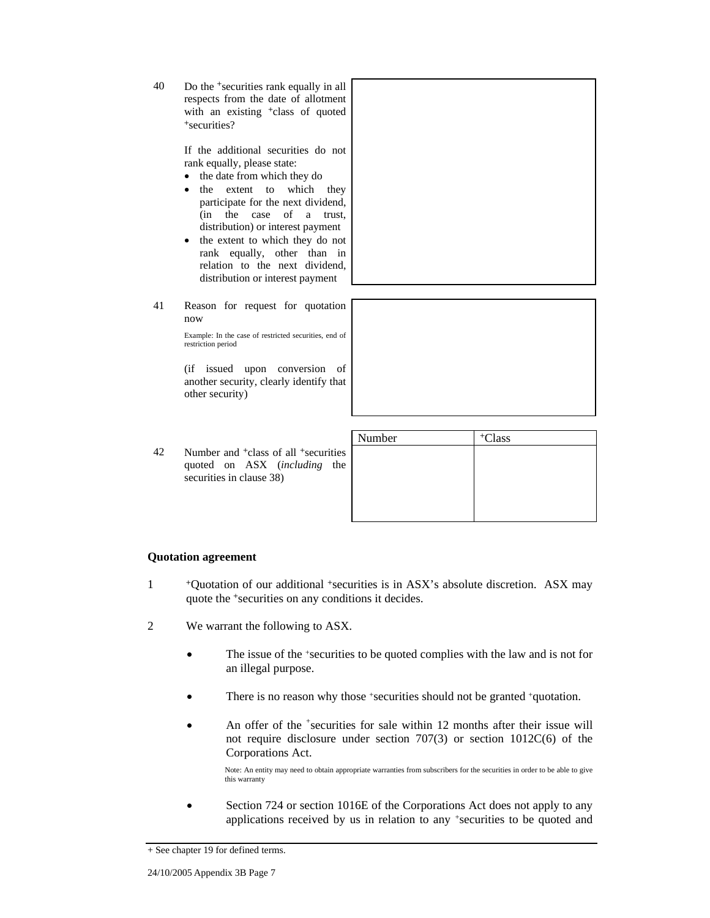| | | |
|---|---|---|
| 40 | Do the +securities rank equally in all respects from the date of allotment with an existing +class of quoted +securities?<br><br>If the additional securities do not rank equally, please state:<br>• the date from which they do<br>• the extent to which they participate for the next dividend, (in the case of a trust, distribution) or interest payment<br>• the extent to which they do not rank equally, other than in relation to the next dividend, distribution or interest payment | |
| 41 | Reason for request for quotation now<br><br>Example: In the case of restricted securities, end of restriction period<br><br>(if issued upon conversion of another security, clearly identify that other security) | |

| 42 | Number and +class of all +securities quoted on ASX (*including* the securities in clause 38) | Number | +Class |
|---|---|---|---|
| | | | |

**Quotation agreement**

1 +Quotation of our additional +securities is in ASX's absolute discretion. ASX may quote the +securities on any conditions it decides.

2 We warrant the following to ASX.

- The issue of the +securities to be quoted complies with the law and is not for an illegal purpose.

- There is no reason why those +securities should not be granted +quotation.

- An offer of the +securities for sale within 12 months after their issue will not require disclosure under section 707(3) or section 1012C(6) of the Corporations Act.

  Note: An entity may need to obtain appropriate warranties from subscribers for the securities in order to be able to give this warranty

- Section 724 or section 1016E of the Corporations Act does not apply to any applications received by us in relation to any +securities to be quoted and

+ See chapter 19 for defined terms.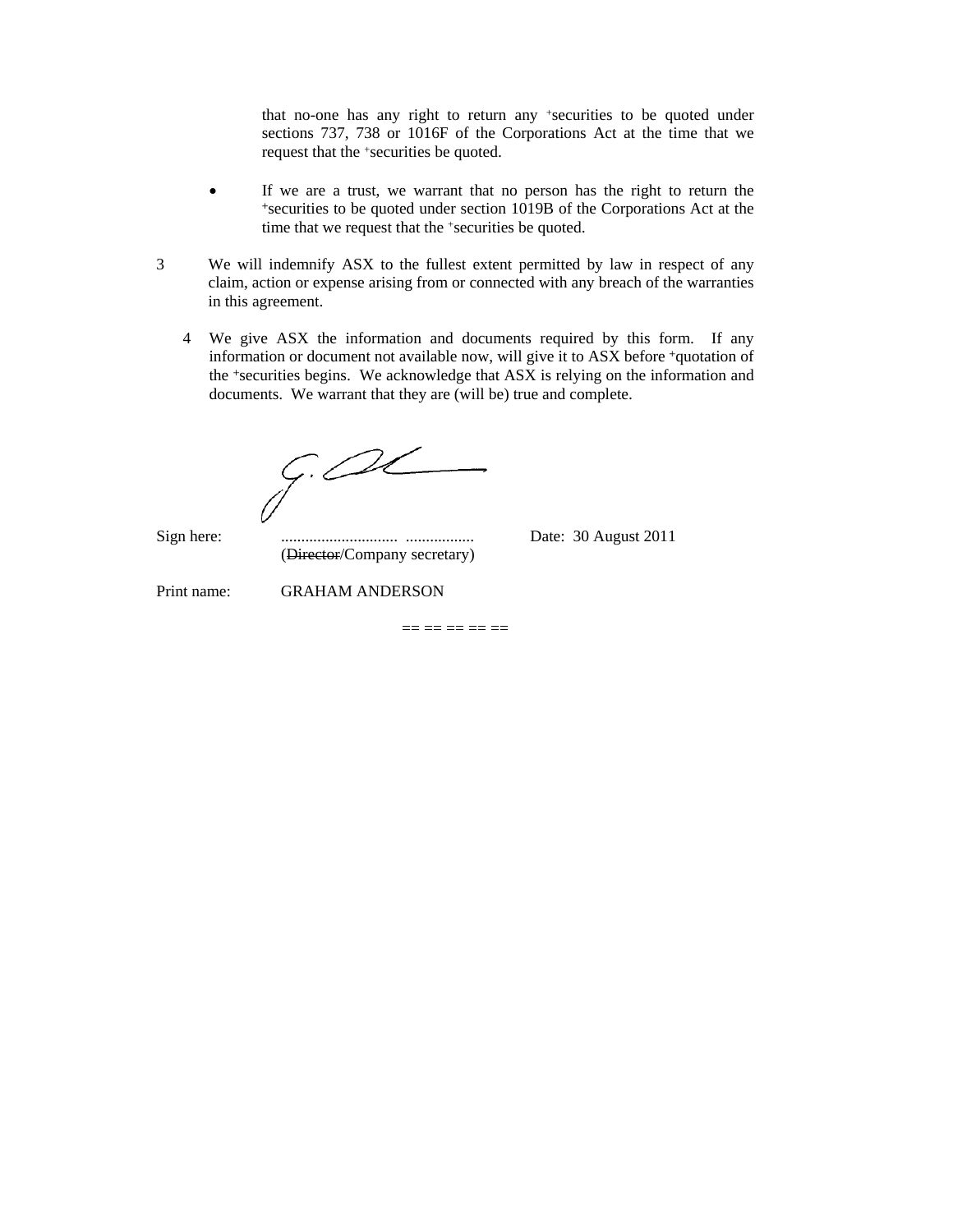that no-one has any right to return any +securities to be quoted under sections 737, 738 or 1016F of the Corporations Act at the time that we request that the +securities be quoted.

- If we are a trust, we warrant that no person has the right to return the +securities to be quoted under section 1019B of the Corporations Act at the time that we request that the +securities be quoted.

3 We will indemnify ASX to the fullest extent permitted by law in respect of any claim, action or expense arising from or connected with any breach of the warranties in this agreement.

4 We give ASX the information and documents required by this form. If any information or document not available now, will give it to ASX before +quotation of the +securities begins. We acknowledge that ASX is relying on the information and documents. We warrant that they are (will be) true and complete.

Sign here: ............................ ................. Date: 30 August 2011
(~~Director~~/Company secretary)

Print name: GRAHAM ANDERSON

== == == == ==